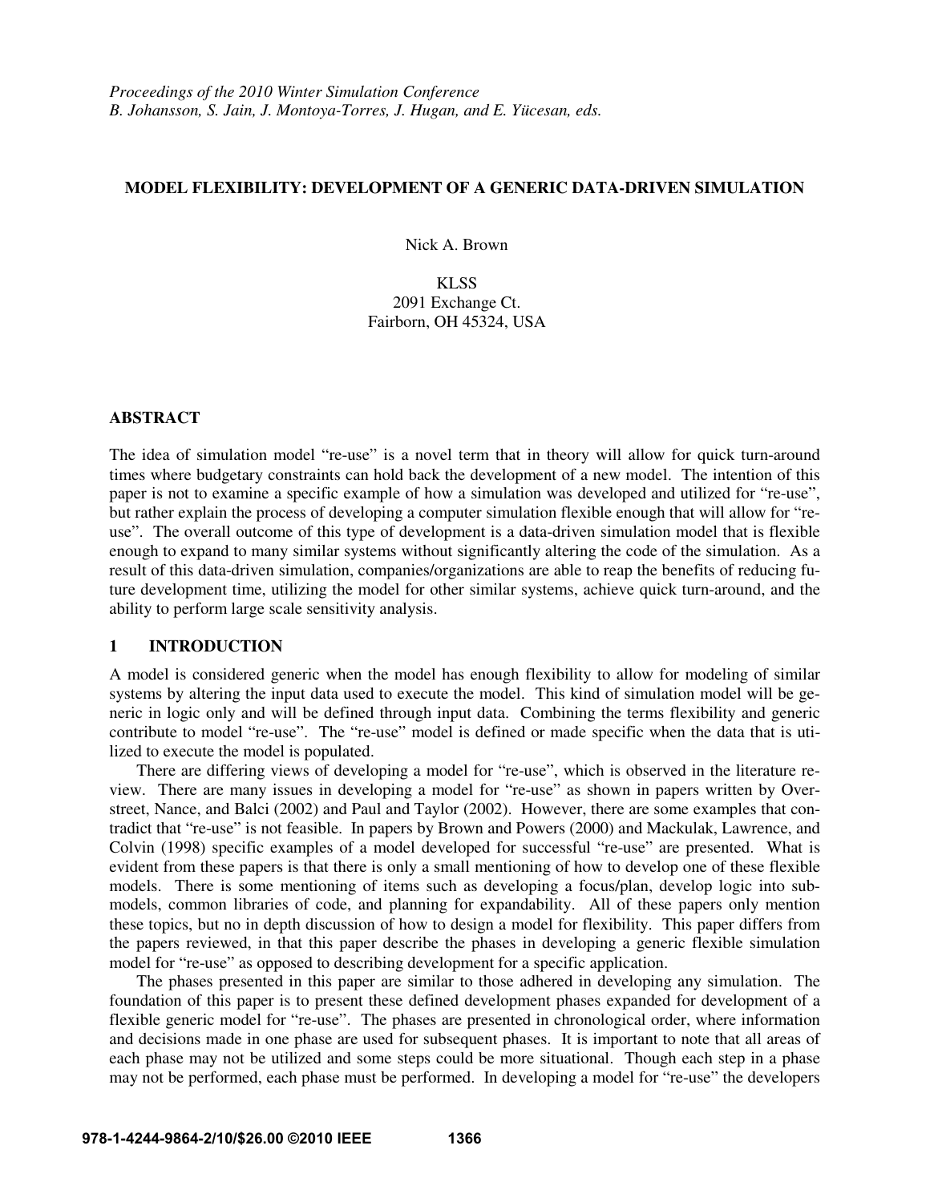*Proceedings of the 2010 Winter Simulation Conference*
*B. Johansson, S. Jain, J. Montoya-Torres, J. Hugan, and E. Yücesan, eds.*

# MODEL FLEXIBILITY: DEVELOPMENT OF A GENERIC DATA-DRIVEN SIMULATION

Nick A. Brown

KLSS
2091 Exchange Ct.
Fairborn, OH 45324, USA

## ABSTRACT

The idea of simulation model "re-use" is a novel term that in theory will allow for quick turn-around times where budgetary constraints can hold back the development of a new model. The intention of this paper is not to examine a specific example of how a simulation was developed and utilized for "re-use", but rather explain the process of developing a computer simulation flexible enough that will allow for "re-use". The overall outcome of this type of development is a data-driven simulation model that is flexible enough to expand to many similar systems without significantly altering the code of the simulation. As a result of this data-driven simulation, companies/organizations are able to reap the benefits of reducing future development time, utilizing the model for other similar systems, achieve quick turn-around, and the ability to perform large scale sensitivity analysis.

## 1 INTRODUCTION

A model is considered generic when the model has enough flexibility to allow for modeling of similar systems by altering the input data used to execute the model. This kind of simulation model will be generic in logic only and will be defined through input data. Combining the terms flexibility and generic contribute to model "re-use". The "re-use" model is defined or made specific when the data that is utilized to execute the model is populated.

There are differing views of developing a model for "re-use", which is observed in the literature review. There are many issues in developing a model for "re-use" as shown in papers written by Overstreet, Nance, and Balci (2002) and Paul and Taylor (2002). However, there are some examples that contradict that "re-use" is not feasible. In papers by Brown and Powers (2000) and Mackulak, Lawrence, and Colvin (1998) specific examples of a model developed for successful "re-use" are presented. What is evident from these papers is that there is only a small mentioning of how to develop one of these flexible models. There is some mentioning of items such as developing a focus/plan, develop logic into submodels, common libraries of code, and planning for expandability. All of these papers only mention these topics, but no in depth discussion of how to design a model for flexibility. This paper differs from the papers reviewed, in that this paper describe the phases in developing a generic flexible simulation model for "re-use" as opposed to describing development for a specific application.

The phases presented in this paper are similar to those adhered in developing any simulation. The foundation of this paper is to present these defined development phases expanded for development of a flexible generic model for "re-use". The phases are presented in chronological order, where information and decisions made in one phase are used for subsequent phases. It is important to note that all areas of each phase may not be utilized and some steps could be more situational. Though each step in a phase may not be performed, each phase must be performed. In developing a model for "re-use" the developers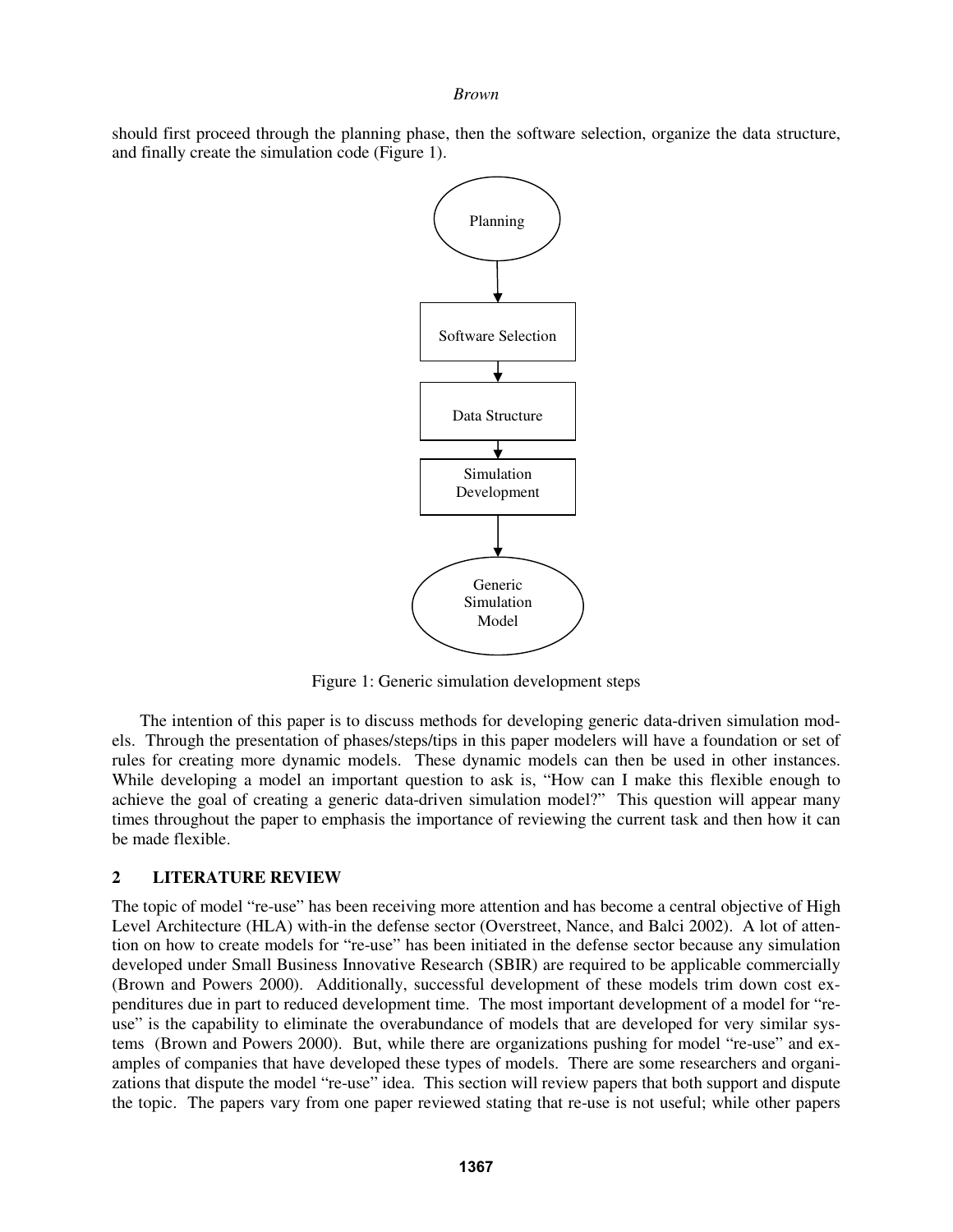should first proceed through the planning phase, then the software selection, organize the data structure, and finally create the simulation code (Figure 1).

Figure 1: Generic simulation development steps

The intention of this paper is to discuss methods for developing generic data-driven simulation models. Through the presentation of phases/steps/tips in this paper modelers will have a foundation or set of rules for creating more dynamic models. These dynamic models can then be used in other instances. While developing a model an important question to ask is, "How can I make this flexible enough to achieve the goal of creating a generic data-driven simulation model?" This question will appear many times throughout the paper to emphasis the importance of reviewing the current task and then how it can be made flexible.

## 2 LITERATURE REVIEW

The topic of model "re-use" has been receiving more attention and has become a central objective of High Level Architecture (HLA) with-in the defense sector (Overstreet, Nance, and Balci 2002). A lot of attention on how to create models for "re-use" has been initiated in the defense sector because any simulation developed under Small Business Innovative Research (SBIR) are required to be applicable commercially (Brown and Powers 2000). Additionally, successful development of these models trim down cost expenditures due in part to reduced development time. The most important development of a model for "re-use" is the capability to eliminate the overabundance of models that are developed for very similar systems (Brown and Powers 2000). But, while there are organizations pushing for model "re-use" and examples of companies that have developed these types of models. There are some researchers and organizations that dispute the model "re-use" idea. This section will review papers that both support and dispute the topic. The papers vary from one paper reviewed stating that re-use is not useful; while other papers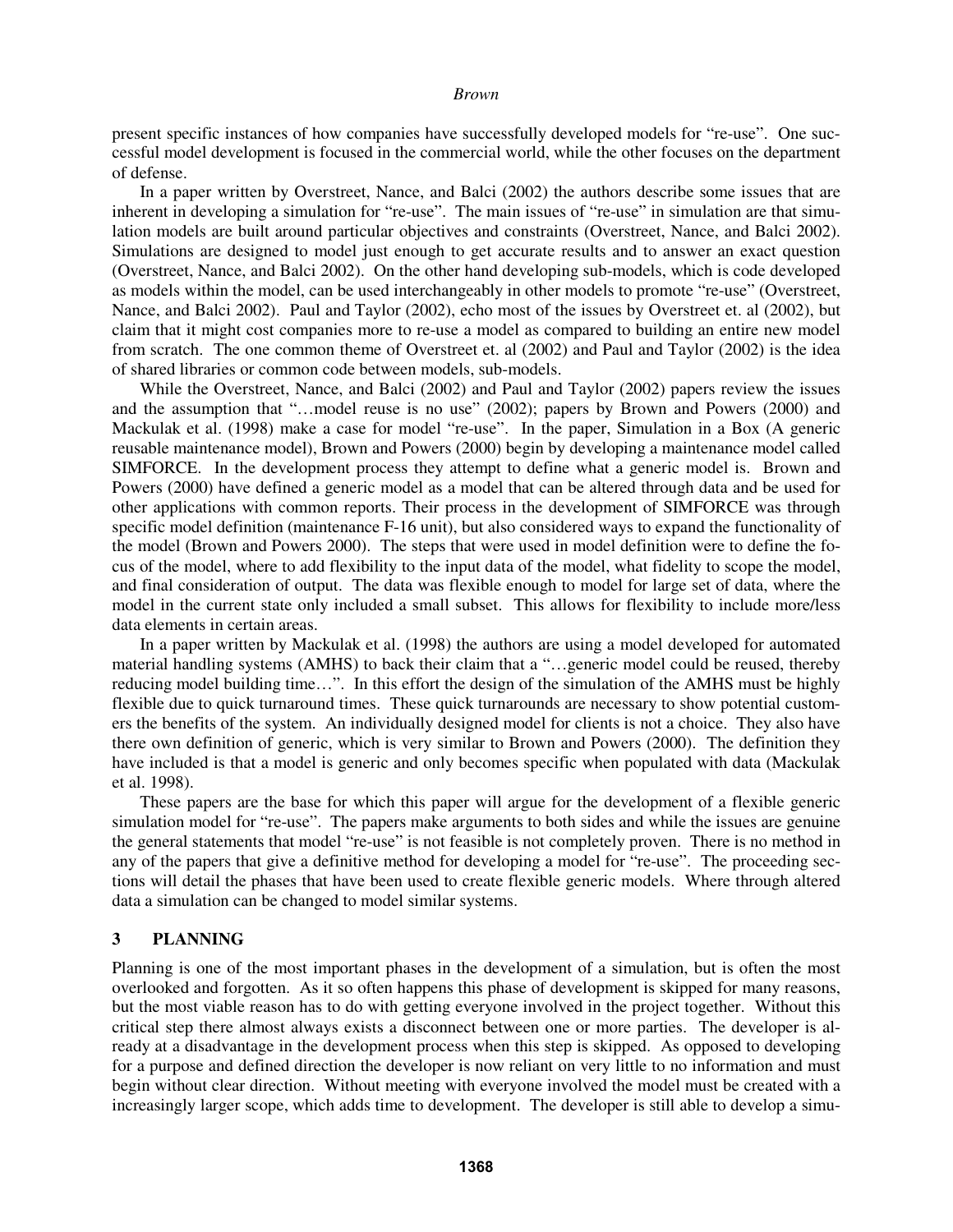present specific instances of how companies have successfully developed models for "re-use". One successful model development is focused in the commercial world, while the other focuses on the department of defense.

In a paper written by Overstreet, Nance, and Balci (2002) the authors describe some issues that are inherent in developing a simulation for "re-use". The main issues of "re-use" in simulation are that simulation models are built around particular objectives and constraints (Overstreet, Nance, and Balci 2002). Simulations are designed to model just enough to get accurate results and to answer an exact question (Overstreet, Nance, and Balci 2002). On the other hand developing sub-models, which is code developed as models within the model, can be used interchangeably in other models to promote "re-use" (Overstreet, Nance, and Balci 2002). Paul and Taylor (2002), echo most of the issues by Overstreet et. al (2002), but claim that it might cost companies more to re-use a model as compared to building an entire new model from scratch. The one common theme of Overstreet et. al (2002) and Paul and Taylor (2002) is the idea of shared libraries or common code between models, sub-models.

While the Overstreet, Nance, and Balci (2002) and Paul and Taylor (2002) papers review the issues and the assumption that "…model reuse is no use" (2002); papers by Brown and Powers (2000) and Mackulak et al. (1998) make a case for model "re-use". In the paper, Simulation in a Box (A generic reusable maintenance model), Brown and Powers (2000) begin by developing a maintenance model called SIMFORCE. In the development process they attempt to define what a generic model is. Brown and Powers (2000) have defined a generic model as a model that can be altered through data and be used for other applications with common reports. Their process in the development of SIMFORCE was through specific model definition (maintenance F-16 unit), but also considered ways to expand the functionality of the model (Brown and Powers 2000). The steps that were used in model definition were to define the focus of the model, where to add flexibility to the input data of the model, what fidelity to scope the model, and final consideration of output. The data was flexible enough to model for large set of data, where the model in the current state only included a small subset. This allows for flexibility to include more/less data elements in certain areas.

In a paper written by Mackulak et al. (1998) the authors are using a model developed for automated material handling systems (AMHS) to back their claim that a "…generic model could be reused, thereby reducing model building time…". In this effort the design of the simulation of the AMHS must be highly flexible due to quick turnaround times. These quick turnarounds are necessary to show potential customers the benefits of the system. An individually designed model for clients is not a choice. They also have there own definition of generic, which is very similar to Brown and Powers (2000). The definition they have included is that a model is generic and only becomes specific when populated with data (Mackulak et al. 1998).

These papers are the base for which this paper will argue for the development of a flexible generic simulation model for "re-use". The papers make arguments to both sides and while the issues are genuine the general statements that model "re-use" is not feasible is not completely proven. There is no method in any of the papers that give a definitive method for developing a model for "re-use". The proceeding sections will detail the phases that have been used to create flexible generic models. Where through altered data a simulation can be changed to model similar systems.

## 3 PLANNING

Planning is one of the most important phases in the development of a simulation, but is often the most overlooked and forgotten. As it so often happens this phase of development is skipped for many reasons, but the most viable reason has to do with getting everyone involved in the project together. Without this critical step there almost always exists a disconnect between one or more parties. The developer is already at a disadvantage in the development process when this step is skipped. As opposed to developing for a purpose and defined direction the developer is now reliant on very little to no information and must begin without clear direction. Without meeting with everyone involved the model must be created with a increasingly larger scope, which adds time to development. The developer is still able to develop a simu-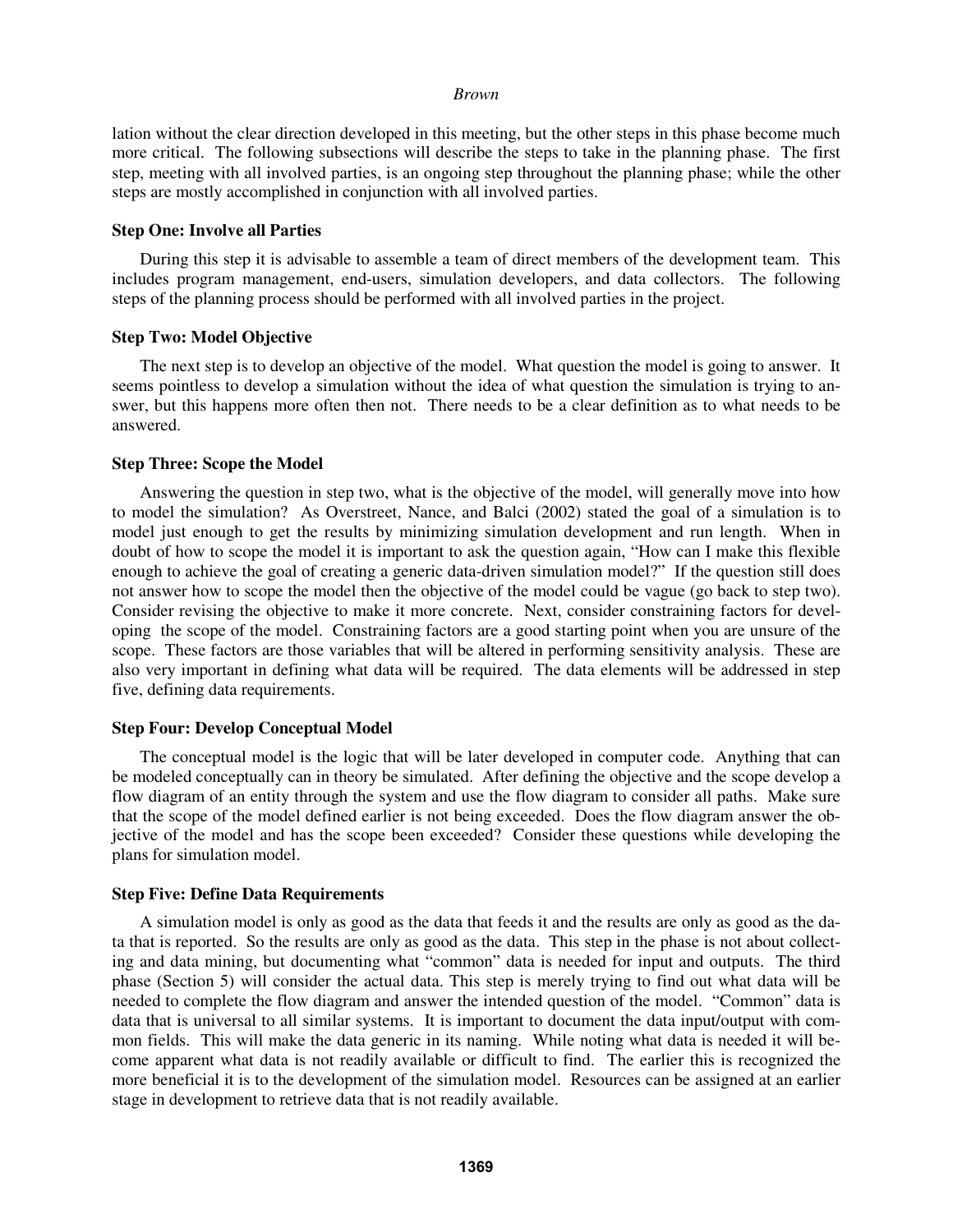lation without the clear direction developed in this meeting, but the other steps in this phase become much more critical. The following subsections will describe the steps to take in the planning phase. The first step, meeting with all involved parties, is an ongoing step throughout the planning phase; while the other steps are mostly accomplished in conjunction with all involved parties.

**Step One: Involve all Parties**

During this step it is advisable to assemble a team of direct members of the development team. This includes program management, end-users, simulation developers, and data collectors. The following steps of the planning process should be performed with all involved parties in the project.

**Step Two: Model Objective**

The next step is to develop an objective of the model. What question the model is going to answer. It seems pointless to develop a simulation without the idea of what question the simulation is trying to answer, but this happens more often then not. There needs to be a clear definition as to what needs to be answered.

**Step Three: Scope the Model**

Answering the question in step two, what is the objective of the model, will generally move into how to model the simulation? As Overstreet, Nance, and Balci (2002) stated the goal of a simulation is to model just enough to get the results by minimizing simulation development and run length. When in doubt of how to scope the model it is important to ask the question again, "How can I make this flexible enough to achieve the goal of creating a generic data-driven simulation model?" If the question still does not answer how to scope the model then the objective of the model could be vague (go back to step two). Consider revising the objective to make it more concrete. Next, consider constraining factors for developing the scope of the model. Constraining factors are a good starting point when you are unsure of the scope. These factors are those variables that will be altered in performing sensitivity analysis. These are also very important in defining what data will be required. The data elements will be addressed in step five, defining data requirements.

**Step Four: Develop Conceptual Model**

The conceptual model is the logic that will be later developed in computer code. Anything that can be modeled conceptually can in theory be simulated. After defining the objective and the scope develop a flow diagram of an entity through the system and use the flow diagram to consider all paths. Make sure that the scope of the model defined earlier is not being exceeded. Does the flow diagram answer the objective of the model and has the scope been exceeded? Consider these questions while developing the plans for simulation model.

**Step Five: Define Data Requirements**

A simulation model is only as good as the data that feeds it and the results are only as good as the data that is reported. So the results are only as good as the data. This step in the phase is not about collecting and data mining, but documenting what "common" data is needed for input and outputs. The third phase (Section 5) will consider the actual data. This step is merely trying to find out what data will be needed to complete the flow diagram and answer the intended question of the model. "Common" data is data that is universal to all similar systems. It is important to document the data input/output with common fields. This will make the data generic in its naming. While noting what data is needed it will become apparent what data is not readily available or difficult to find. The earlier this is recognized the more beneficial it is to the development of the simulation model. Resources can be assigned at an earlier stage in development to retrieve data that is not readily available.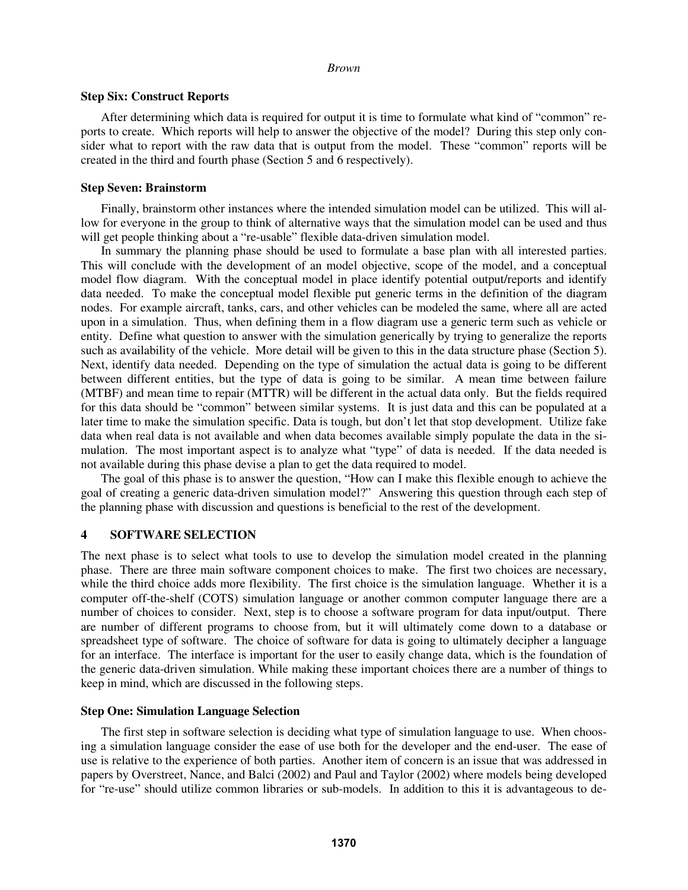**Step Six: Construct Reports**

After determining which data is required for output it is time to formulate what kind of "common" reports to create. Which reports will help to answer the objective of the model? During this step only consider what to report with the raw data that is output from the model. These "common" reports will be created in the third and fourth phase (Section 5 and 6 respectively).

**Step Seven: Brainstorm**

Finally, brainstorm other instances where the intended simulation model can be utilized. This will allow for everyone in the group to think of alternative ways that the simulation model can be used and thus will get people thinking about a "re-usable" flexible data-driven simulation model.

In summary the planning phase should be used to formulate a base plan with all interested parties. This will conclude with the development of an model objective, scope of the model, and a conceptual model flow diagram. With the conceptual model in place identify potential output/reports and identify data needed. To make the conceptual model flexible put generic terms in the definition of the diagram nodes. For example aircraft, tanks, cars, and other vehicles can be modeled the same, where all are acted upon in a simulation. Thus, when defining them in a flow diagram use a generic term such as vehicle or entity. Define what question to answer with the simulation generically by trying to generalize the reports such as availability of the vehicle. More detail will be given to this in the data structure phase (Section 5). Next, identify data needed. Depending on the type of simulation the actual data is going to be different between different entities, but the type of data is going to be similar. A mean time between failure (MTBF) and mean time to repair (MTTR) will be different in the actual data only. But the fields required for this data should be "common" between similar systems. It is just data and this can be populated at a later time to make the simulation specific. Data is tough, but don't let that stop development. Utilize fake data when real data is not available and when data becomes available simply populate the data in the simulation. The most important aspect is to analyze what "type" of data is needed. If the data needed is not available during this phase devise a plan to get the data required to model.

The goal of this phase is to answer the question, "How can I make this flexible enough to achieve the goal of creating a generic data-driven simulation model?" Answering this question through each step of the planning phase with discussion and questions is beneficial to the rest of the development.

## 4 SOFTWARE SELECTION

The next phase is to select what tools to use to develop the simulation model created in the planning phase. There are three main software component choices to make. The first two choices are necessary, while the third choice adds more flexibility. The first choice is the simulation language. Whether it is a computer off-the-shelf (COTS) simulation language or another common computer language there are a number of choices to consider. Next, step is to choose a software program for data input/output. There are number of different programs to choose from, but it will ultimately come down to a database or spreadsheet type of software. The choice of software for data is going to ultimately decipher a language for an interface. The interface is important for the user to easily change data, which is the foundation of the generic data-driven simulation. While making these important choices there are a number of things to keep in mind, which are discussed in the following steps.

**Step One: Simulation Language Selection**

The first step in software selection is deciding what type of simulation language to use. When choosing a simulation language consider the ease of use both for the developer and the end-user. The ease of use is relative to the experience of both parties. Another item of concern is an issue that was addressed in papers by Overstreet, Nance, and Balci (2002) and Paul and Taylor (2002) where models being developed for "re-use" should utilize common libraries or sub-models. In addition to this it is advantageous to de-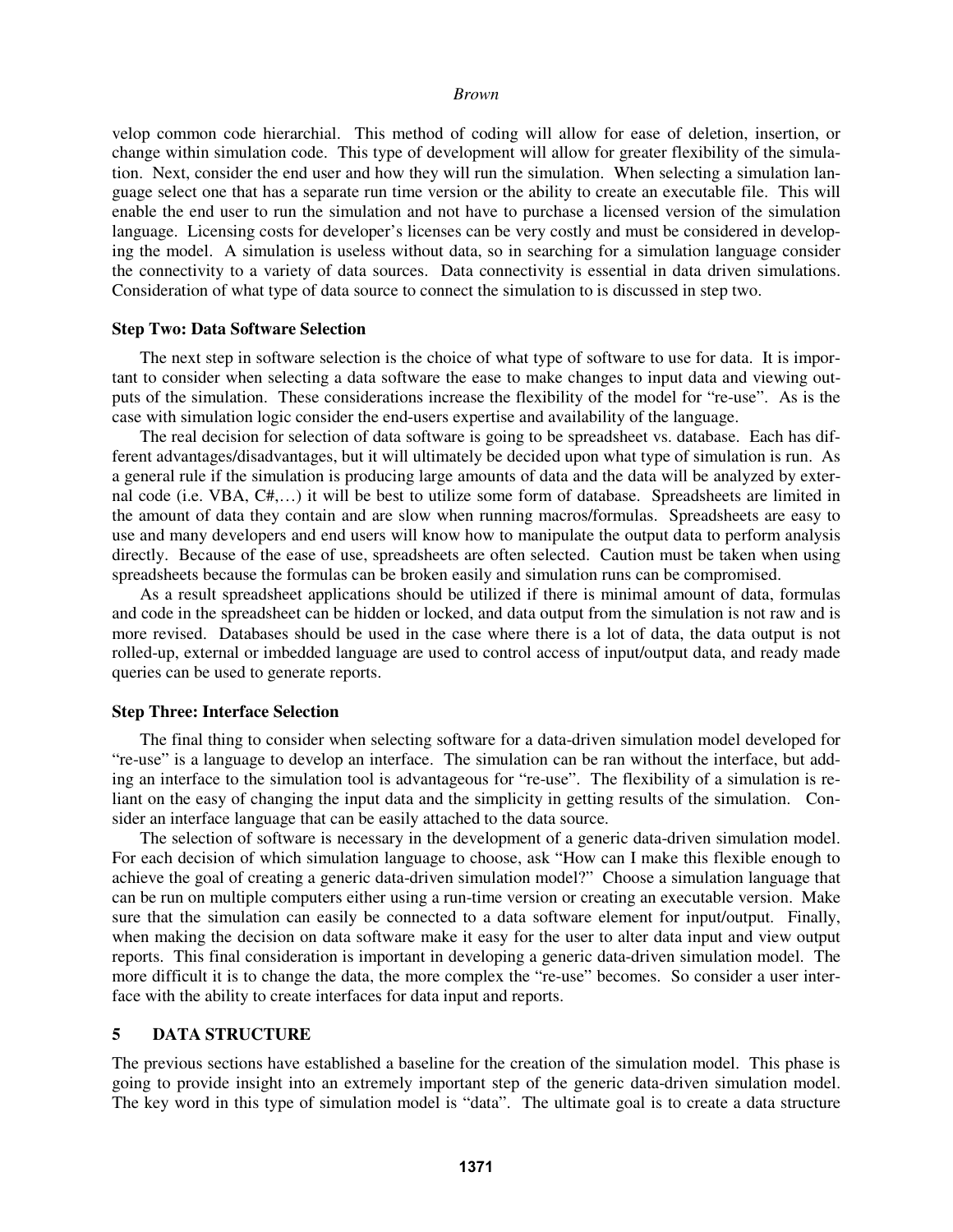velop common code hierarchial. This method of coding will allow for ease of deletion, insertion, or change within simulation code. This type of development will allow for greater flexibility of the simulation. Next, consider the end user and how they will run the simulation. When selecting a simulation language select one that has a separate run time version or the ability to create an executable file. This will enable the end user to run the simulation and not have to purchase a licensed version of the simulation language. Licensing costs for developer's licenses can be very costly and must be considered in developing the model. A simulation is useless without data, so in searching for a simulation language consider the connectivity to a variety of data sources. Data connectivity is essential in data driven simulations. Consideration of what type of data source to connect the simulation to is discussed in step two.

**Step Two: Data Software Selection**

The next step in software selection is the choice of what type of software to use for data. It is important to consider when selecting a data software the ease to make changes to input data and viewing outputs of the simulation. These considerations increase the flexibility of the model for "re-use". As is the case with simulation logic consider the end-users expertise and availability of the language.

The real decision for selection of data software is going to be spreadsheet vs. database. Each has different advantages/disadvantages, but it will ultimately be decided upon what type of simulation is run. As a general rule if the simulation is producing large amounts of data and the data will be analyzed by external code (i.e. VBA, C#,…) it will be best to utilize some form of database. Spreadsheets are limited in the amount of data they contain and are slow when running macros/formulas. Spreadsheets are easy to use and many developers and end users will know how to manipulate the output data to perform analysis directly. Because of the ease of use, spreadsheets are often selected. Caution must be taken when using spreadsheets because the formulas can be broken easily and simulation runs can be compromised.

As a result spreadsheet applications should be utilized if there is minimal amount of data, formulas and code in the spreadsheet can be hidden or locked, and data output from the simulation is not raw and is more revised. Databases should be used in the case where there is a lot of data, the data output is not rolled-up, external or imbedded language are used to control access of input/output data, and ready made queries can be used to generate reports.

**Step Three: Interface Selection**

The final thing to consider when selecting software for a data-driven simulation model developed for "re-use" is a language to develop an interface. The simulation can be ran without the interface, but adding an interface to the simulation tool is advantageous for "re-use". The flexibility of a simulation is reliant on the easy of changing the input data and the simplicity in getting results of the simulation. Consider an interface language that can be easily attached to the data source.

The selection of software is necessary in the development of a generic data-driven simulation model. For each decision of which simulation language to choose, ask "How can I make this flexible enough to achieve the goal of creating a generic data-driven simulation model?" Choose a simulation language that can be run on multiple computers either using a run-time version or creating an executable version. Make sure that the simulation can easily be connected to a data software element for input/output. Finally, when making the decision on data software make it easy for the user to alter data input and view output reports. This final consideration is important in developing a generic data-driven simulation model. The more difficult it is to change the data, the more complex the "re-use" becomes. So consider a user interface with the ability to create interfaces for data input and reports.

## 5 DATA STRUCTURE

The previous sections have established a baseline for the creation of the simulation model. This phase is going to provide insight into an extremely important step of the generic data-driven simulation model. The key word in this type of simulation model is "data". The ultimate goal is to create a data structure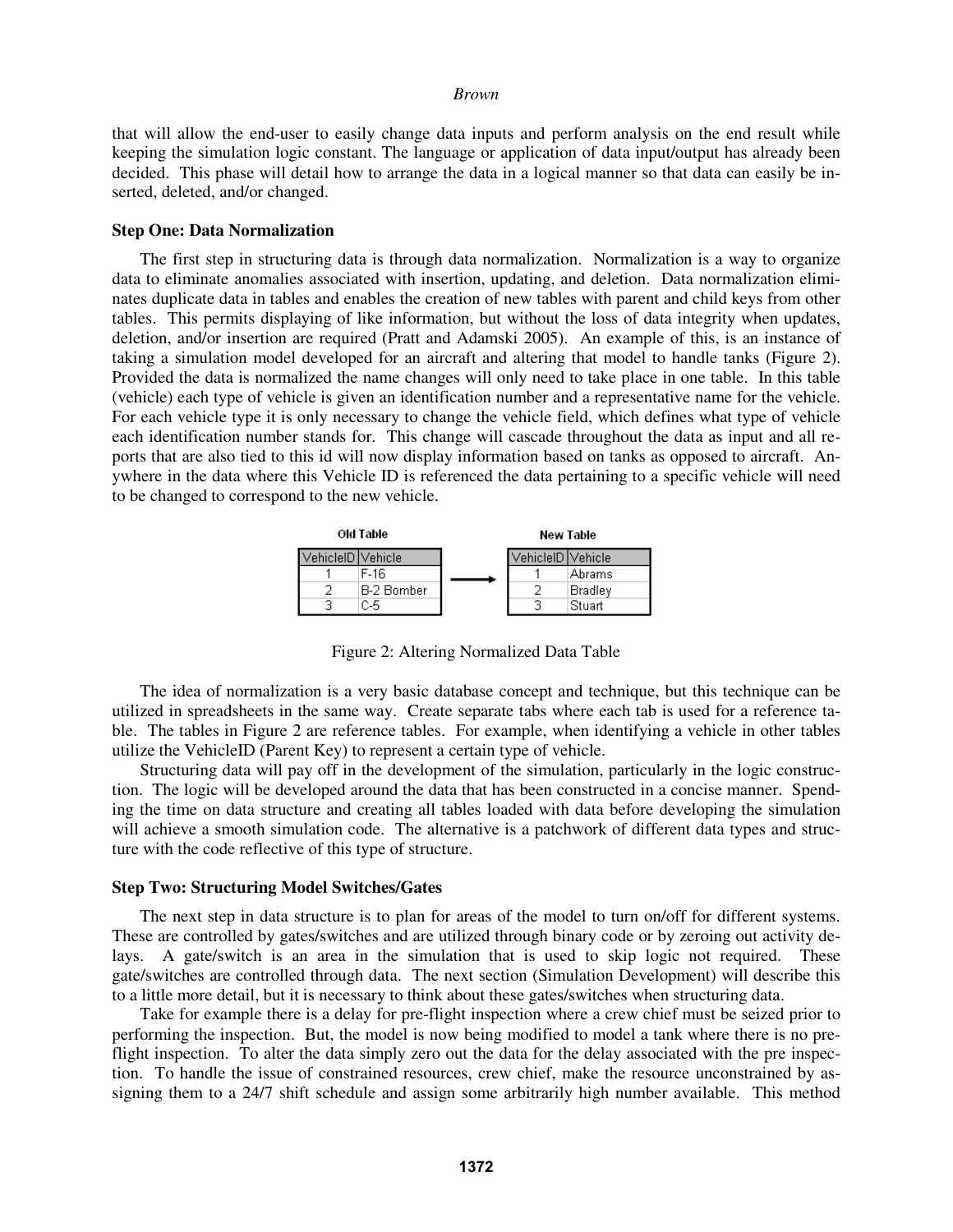that will allow the end-user to easily change data inputs and perform analysis on the end result while keeping the simulation logic constant. The language or application of data input/output has already been decided. This phase will detail how to arrange the data in a logical manner so that data can easily be inserted, deleted, and/or changed.

**Step One: Data Normalization**

The first step in structuring data is through data normalization. Normalization is a way to organize data to eliminate anomalies associated with insertion, updating, and deletion. Data normalization eliminates duplicate data in tables and enables the creation of new tables with parent and child keys from other tables. This permits displaying of like information, but without the loss of data integrity when updates, deletion, and/or insertion are required (Pratt and Adamski 2005). An example of this, is an instance of taking a simulation model developed for an aircraft and altering that model to handle tanks (Figure 2). Provided the data is normalized the name changes will only need to take place in one table. In this table (vehicle) each type of vehicle is given an identification number and a representative name for the vehicle. For each vehicle type it is only necessary to change the vehicle field, which defines what type of vehicle each identification number stands for. This change will cascade throughout the data as input and all reports that are also tied to this id will now display information based on tanks as opposed to aircraft. Anywhere in the data where this Vehicle ID is referenced the data pertaining to a specific vehicle will need to be changed to correspond to the new vehicle.

**Old Table**

| VehicleID | Vehicle |
|---|---|
| 1 | F-16 |
| 2 | B-2 Bomber |
| 3 | C-5 |

**New Table**

| VehicleID | Vehicle |
|---|---|
| 1 | Abrams |
| 2 | Bradley |
| 3 | Stuart |

Figure 2: Altering Normalized Data Table

The idea of normalization is a very basic database concept and technique, but this technique can be utilized in spreadsheets in the same way. Create separate tabs where each tab is used for a reference table. The tables in Figure 2 are reference tables. For example, when identifying a vehicle in other tables utilize the VehicleID (Parent Key) to represent a certain type of vehicle.

Structuring data will pay off in the development of the simulation, particularly in the logic construction. The logic will be developed around the data that has been constructed in a concise manner. Spending the time on data structure and creating all tables loaded with data before developing the simulation will achieve a smooth simulation code. The alternative is a patchwork of different data types and structure with the code reflective of this type of structure.

**Step Two: Structuring Model Switches/Gates**

The next step in data structure is to plan for areas of the model to turn on/off for different systems. These are controlled by gates/switches and are utilized through binary code or by zeroing out activity delays. A gate/switch is an area in the simulation that is used to skip logic not required. These gate/switches are controlled through data. The next section (Simulation Development) will describe this to a little more detail, but it is necessary to think about these gates/switches when structuring data.

Take for example there is a delay for pre-flight inspection where a crew chief must be seized prior to performing the inspection. But, the model is now being modified to model a tank where there is no preflight inspection. To alter the data simply zero out the data for the delay associated with the pre inspection. To handle the issue of constrained resources, crew chief, make the resource unconstrained by assigning them to a 24/7 shift schedule and assign some arbitrarily high number available. This method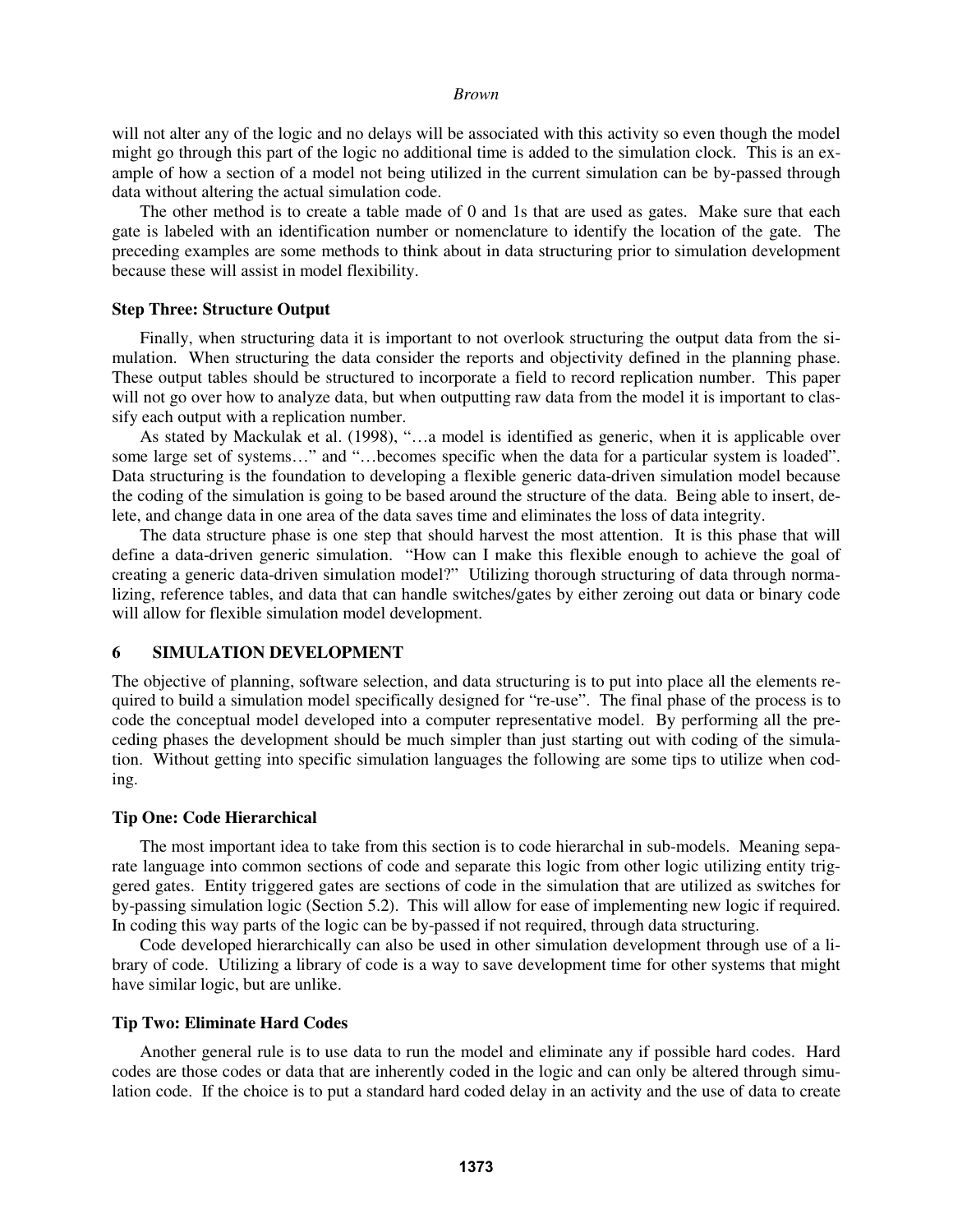will not alter any of the logic and no delays will be associated with this activity so even though the model might go through this part of the logic no additional time is added to the simulation clock. This is an example of how a section of a model not being utilized in the current simulation can be by-passed through data without altering the actual simulation code.

The other method is to create a table made of 0 and 1s that are used as gates. Make sure that each gate is labeled with an identification number or nomenclature to identify the location of the gate. The preceding examples are some methods to think about in data structuring prior to simulation development because these will assist in model flexibility.

**Step Three: Structure Output**

Finally, when structuring data it is important to not overlook structuring the output data from the simulation. When structuring the data consider the reports and objectivity defined in the planning phase. These output tables should be structured to incorporate a field to record replication number. This paper will not go over how to analyze data, but when outputting raw data from the model it is important to classify each output with a replication number.

As stated by Mackulak et al. (1998), "…a model is identified as generic, when it is applicable over some large set of systems…" and "…becomes specific when the data for a particular system is loaded". Data structuring is the foundation to developing a flexible generic data-driven simulation model because the coding of the simulation is going to be based around the structure of the data. Being able to insert, delete, and change data in one area of the data saves time and eliminates the loss of data integrity.

The data structure phase is one step that should harvest the most attention. It is this phase that will define a data-driven generic simulation. "How can I make this flexible enough to achieve the goal of creating a generic data-driven simulation model?" Utilizing thorough structuring of data through normalizing, reference tables, and data that can handle switches/gates by either zeroing out data or binary code will allow for flexible simulation model development.

## 6 SIMULATION DEVELOPMENT

The objective of planning, software selection, and data structuring is to put into place all the elements required to build a simulation model specifically designed for "re-use". The final phase of the process is to code the conceptual model developed into a computer representative model. By performing all the preceding phases the development should be much simpler than just starting out with coding of the simulation. Without getting into specific simulation languages the following are some tips to utilize when coding.

**Tip One: Code Hierarchical**

The most important idea to take from this section is to code hierarchal in sub-models. Meaning separate language into common sections of code and separate this logic from other logic utilizing entity triggered gates. Entity triggered gates are sections of code in the simulation that are utilized as switches for by-passing simulation logic (Section 5.2). This will allow for ease of implementing new logic if required. In coding this way parts of the logic can be by-passed if not required, through data structuring.

Code developed hierarchically can also be used in other simulation development through use of a library of code. Utilizing a library of code is a way to save development time for other systems that might have similar logic, but are unlike.

**Tip Two: Eliminate Hard Codes**

Another general rule is to use data to run the model and eliminate any if possible hard codes. Hard codes are those codes or data that are inherently coded in the logic and can only be altered through simulation code. If the choice is to put a standard hard coded delay in an activity and the use of data to create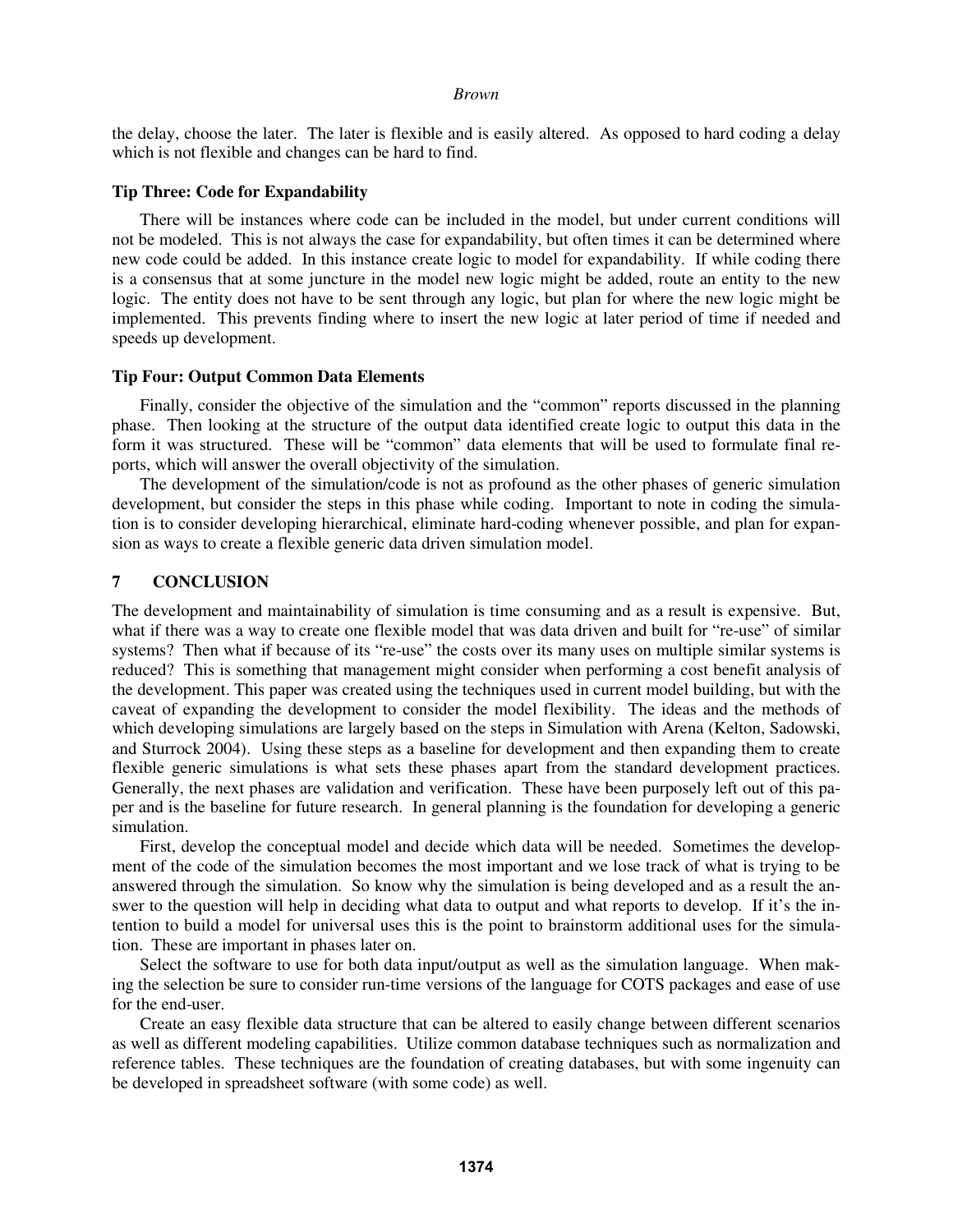the delay, choose the later. The later is flexible and is easily altered. As opposed to hard coding a delay which is not flexible and changes can be hard to find.

### Tip Three: Code for Expandability

There will be instances where code can be included in the model, but under current conditions will not be modeled. This is not always the case for expandability, but often times it can be determined where new code could be added. In this instance create logic to model for expandability. If while coding there is a consensus that at some juncture in the model new logic might be added, route an entity to the new logic. The entity does not have to be sent through any logic, but plan for where the new logic might be implemented. This prevents finding where to insert the new logic at later period of time if needed and speeds up development.

### Tip Four: Output Common Data Elements

Finally, consider the objective of the simulation and the "common" reports discussed in the planning phase. Then looking at the structure of the output data identified create logic to output this data in the form it was structured. These will be "common" data elements that will be used to formulate final reports, which will answer the overall objectivity of the simulation.

The development of the simulation/code is not as profound as the other phases of generic simulation development, but consider the steps in this phase while coding. Important to note in coding the simulation is to consider developing hierarchical, eliminate hard-coding whenever possible, and plan for expansion as ways to create a flexible generic data driven simulation model.

## 7 CONCLUSION

The development and maintainability of simulation is time consuming and as a result is expensive. But, what if there was a way to create one flexible model that was data driven and built for "re-use" of similar systems? Then what if because of its "re-use" the costs over its many uses on multiple similar systems is reduced? This is something that management might consider when performing a cost benefit analysis of the development. This paper was created using the techniques used in current model building, but with the caveat of expanding the development to consider the model flexibility. The ideas and the methods of which developing simulations are largely based on the steps in Simulation with Arena (Kelton, Sadowski, and Sturrock 2004). Using these steps as a baseline for development and then expanding them to create flexible generic simulations is what sets these phases apart from the standard development practices. Generally, the next phases are validation and verification. These have been purposely left out of this paper and is the baseline for future research. In general planning is the foundation for developing a generic simulation.

First, develop the conceptual model and decide which data will be needed. Sometimes the development of the code of the simulation becomes the most important and we lose track of what is trying to be answered through the simulation. So know why the simulation is being developed and as a result the answer to the question will help in deciding what data to output and what reports to develop. If it's the intention to build a model for universal uses this is the point to brainstorm additional uses for the simulation. These are important in phases later on.

Select the software to use for both data input/output as well as the simulation language. When making the selection be sure to consider run-time versions of the language for COTS packages and ease of use for the end-user.

Create an easy flexible data structure that can be altered to easily change between different scenarios as well as different modeling capabilities. Utilize common database techniques such as normalization and reference tables. These techniques are the foundation of creating databases, but with some ingenuity can be developed in spreadsheet software (with some code) as well.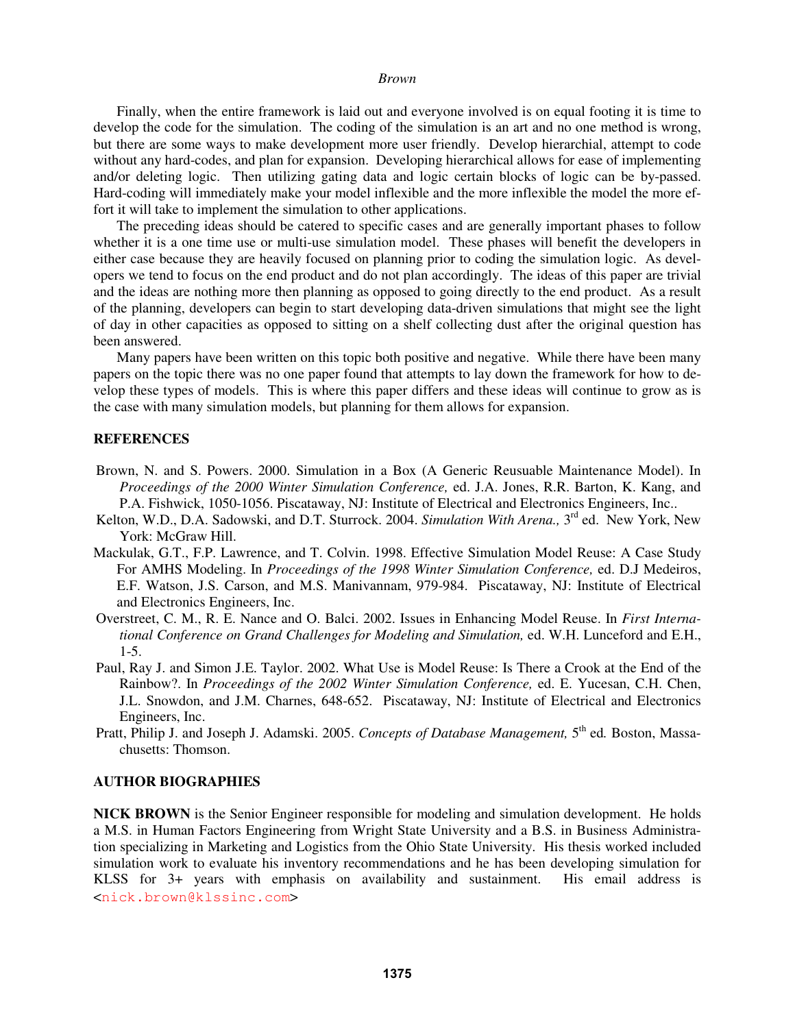Finally, when the entire framework is laid out and everyone involved is on equal footing it is time to develop the code for the simulation. The coding of the simulation is an art and no one method is wrong, but there are some ways to make development more user friendly. Develop hierarchial, attempt to code without any hard-codes, and plan for expansion. Developing hierarchical allows for ease of implementing and/or deleting logic. Then utilizing gating data and logic certain blocks of logic can be by-passed. Hard-coding will immediately make your model inflexible and the more inflexible the model the more effort it will take to implement the simulation to other applications.

The preceding ideas should be catered to specific cases and are generally important phases to follow whether it is a one time use or multi-use simulation model. These phases will benefit the developers in either case because they are heavily focused on planning prior to coding the simulation logic. As developers we tend to focus on the end product and do not plan accordingly. The ideas of this paper are trivial and the ideas are nothing more then planning as opposed to going directly to the end product. As a result of the planning, developers can begin to start developing data-driven simulations that might see the light of day in other capacities as opposed to sitting on a shelf collecting dust after the original question has been answered.

Many papers have been written on this topic both positive and negative. While there have been many papers on the topic there was no one paper found that attempts to lay down the framework for how to develop these types of models. This is where this paper differs and these ideas will continue to grow as is the case with many simulation models, but planning for them allows for expansion.

## REFERENCES

Brown, N. and S. Powers. 2000. Simulation in a Box (A Generic Reusuable Maintenance Model). In *Proceedings of the 2000 Winter Simulation Conference,* ed. J.A. Jones, R.R. Barton, K. Kang, and P.A. Fishwick, 1050-1056. Piscataway, NJ: Institute of Electrical and Electronics Engineers, Inc..

Kelton, W.D., D.A. Sadowski, and D.T. Sturrock. 2004. *Simulation With Arena.,* 3rd ed. New York, New York: McGraw Hill.

Mackulak, G.T., F.P. Lawrence, and T. Colvin. 1998. Effective Simulation Model Reuse: A Case Study For AMHS Modeling. In *Proceedings of the 1998 Winter Simulation Conference,* ed. D.J Medeiros, E.F. Watson, J.S. Carson, and M.S. Manivannam, 979-984. Piscataway, NJ: Institute of Electrical and Electronics Engineers, Inc.

Overstreet, C. M., R. E. Nance and O. Balci. 2002. Issues in Enhancing Model Reuse. In *First International Conference on Grand Challenges for Modeling and Simulation,* ed. W.H. Lunceford and E.H., 1-5.

Paul, Ray J. and Simon J.E. Taylor. 2002. What Use is Model Reuse: Is There a Crook at the End of the Rainbow?. In *Proceedings of the 2002 Winter Simulation Conference,* ed. E. Yucesan, C.H. Chen, J.L. Snowdon, and J.M. Charnes, 648-652. Piscataway, NJ: Institute of Electrical and Electronics Engineers, Inc.

Pratt, Philip J. and Joseph J. Adamski. 2005. *Concepts of Database Management,* 5th ed*.* Boston, Massachusetts: Thomson.

## AUTHOR BIOGRAPHIES

**NICK BROWN** is the Senior Engineer responsible for modeling and simulation development. He holds a M.S. in Human Factors Engineering from Wright State University and a B.S. in Business Administration specializing in Marketing and Logistics from the Ohio State University. His thesis worked included simulation work to evaluate his inventory recommendations and he has been developing simulation for KLSS for 3+ years with emphasis on availability and sustainment. His email address is <nick.brown@klssinc.com>